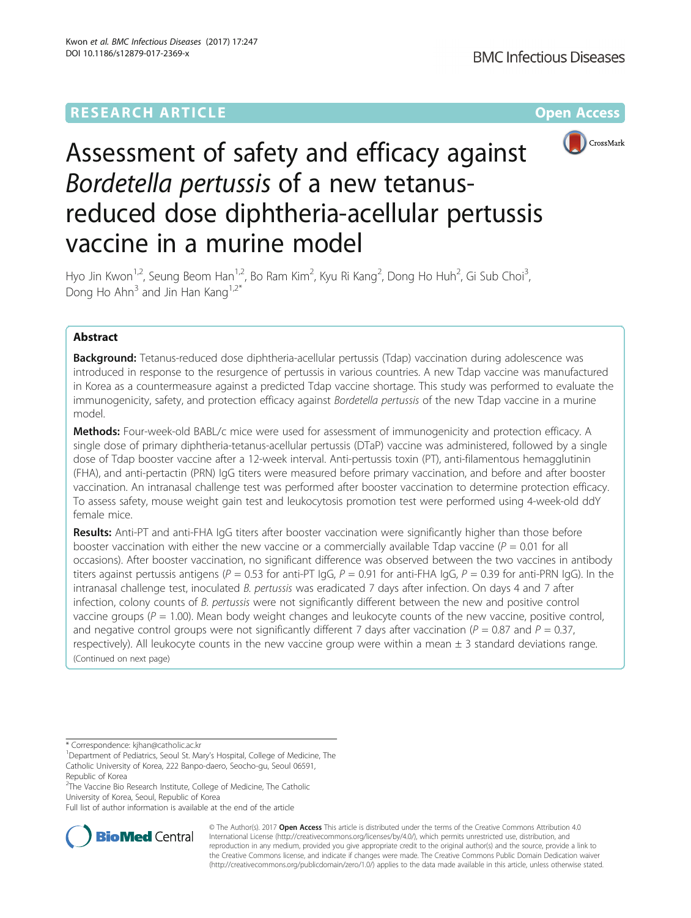RESEARCH ARTICLE

Open Access

# Assessment of safety and efficacy against *Bordetella pertussis* of a new tetanus-reduced dose diphtheria-acellular pertussis vaccine in a murine model

Hyo Jin Kwon[1,2], Seung Beom Han[1,2], Bo Ram Kim[2], Kyu Ri Kang[2], Dong Ho Huh[2], Gi Sub Choi[3], Dong Ho Ahn[3] and Jin Han Kang[1,2*]

## Abstract

**Background:** Tetanus-reduced dose diphtheria-acellular pertussis (Tdap) vaccination during adolescence was introduced in response to the resurgence of pertussis in various countries. A new Tdap vaccine was manufactured in Korea as a countermeasure against a predicted Tdap vaccine shortage. This study was performed to evaluate the immunogenicity, safety, and protection efficacy against *Bordetella pertussis* of the new Tdap vaccine in a murine model.

**Methods:** Four-week-old BABL/c mice were used for assessment of immunogenicity and protection efficacy. A single dose of primary diphtheria-tetanus-acellular pertussis (DTaP) vaccine was administered, followed by a single dose of Tdap booster vaccine after a 12-week interval. Anti-pertussis toxin (PT), anti-filamentous hemagglutinin (FHA), and anti-pertactin (PRN) IgG titers were measured before primary vaccination, and before and after booster vaccination. An intranasal challenge test was performed after booster vaccination to determine protection efficacy. To assess safety, mouse weight gain test and leukocytosis promotion test were performed using 4-week-old ddY female mice.

**Results:** Anti-PT and anti-FHA IgG titers after booster vaccination were significantly higher than those before booster vaccination with either the new vaccine or a commercially available Tdap vaccine ($P = 0.01$ for all occasions). After booster vaccination, no significant difference was observed between the two vaccines in antibody titers against pertussis antigens ($P = 0.53$ for anti-PT IgG, $P = 0.91$ for anti-FHA IgG, $P = 0.39$ for anti-PRN IgG). In the intranasal challenge test, inoculated *B. pertussis* was eradicated 7 days after infection. On days 4 and 7 after infection, colony counts of *B. pertussis* were not significantly different between the new and positive control vaccine groups ($P = 1.00$). Mean body weight changes and leukocyte counts of the new vaccine, positive control, and negative control groups were not significantly different 7 days after vaccination ($P = 0.87$ and $P = 0.37$, respectively). All leukocyte counts in the new vaccine group were within a mean ± 3 standard deviations range.

(Continued on next page)

\* Correspondence: kjhan@catholic.ac.kr

[1]Department of Pediatrics, Seoul St. Mary's Hospital, College of Medicine, The Catholic University of Korea, 222 Banpo-daero, Seocho-gu, Seoul 06591, Republic of Korea

[2]The Vaccine Bio Research Institute, College of Medicine, The Catholic University of Korea, Seoul, Republic of Korea

Full list of author information is available at the end of the article

© The Author(s). 2017 **Open Access** This article is distributed under the terms of the Creative Commons Attribution 4.0 International License (http://creativecommons.org/licenses/by/4.0/), which permits unrestricted use, distribution, and reproduction in any medium, provided you give appropriate credit to the original author(s) and the source, provide a link to the Creative Commons license, and indicate if changes were made. The Creative Commons Public Domain Dedication waiver (http://creativecommons.org/publicdomain/zero/1.0/) applies to the data made available in this article, unless otherwise stated.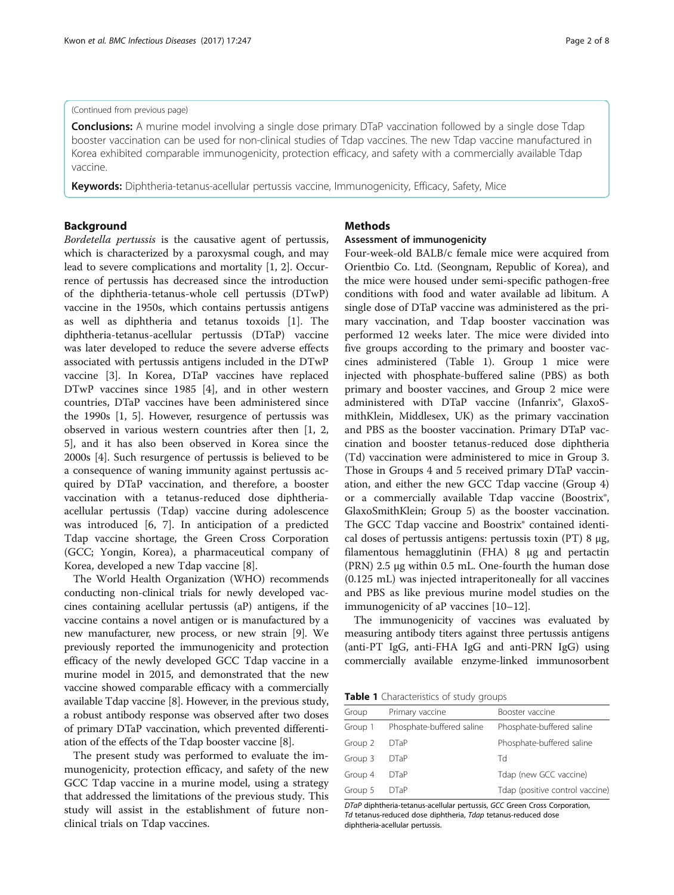(Continued from previous page)

**Conclusions:** A murine model involving a single dose primary DTaP vaccination followed by a single dose Tdap booster vaccination can be used for non-clinical studies of Tdap vaccines. The new Tdap vaccine manufactured in Korea exhibited comparable immunogenicity, protection efficacy, and safety with a commercially available Tdap vaccine.

**Keywords:** Diphtheria-tetanus-acellular pertussis vaccine, Immunogenicity, Efficacy, Safety, Mice

## Background

*Bordetella pertussis* is the causative agent of pertussis, which is characterized by a paroxysmal cough, and may lead to severe complications and mortality [1, 2]. Occurrence of pertussis has decreased since the introduction of the diphtheria-tetanus-whole cell pertussis (DTwP) vaccine in the 1950s, which contains pertussis antigens as well as diphtheria and tetanus toxoids [1]. The diphtheria-tetanus-acellular pertussis (DTaP) vaccine was later developed to reduce the severe adverse effects associated with pertussis antigens included in the DTwP vaccine [3]. In Korea, DTaP vaccines have replaced DTwP vaccines since 1985 [4], and in other western countries, DTaP vaccines have been administered since the 1990s [1, 5]. However, resurgence of pertussis was observed in various western countries after then [1, 2, 5], and it has also been observed in Korea since the 2000s [4]. Such resurgence of pertussis is believed to be a consequence of waning immunity against pertussis acquired by DTaP vaccination, and therefore, a booster vaccination with a tetanus-reduced dose diphtheria-acellular pertussis (Tdap) vaccine during adolescence was introduced [6, 7]. In anticipation of a predicted Tdap vaccine shortage, the Green Cross Corporation (GCC; Yongin, Korea), a pharmaceutical company of Korea, developed a new Tdap vaccine [8].

The World Health Organization (WHO) recommends conducting non-clinical trials for newly developed vaccines containing acellular pertussis (aP) antigens, if the vaccine contains a novel antigen or is manufactured by a new manufacturer, new process, or new strain [9]. We previously reported the immunogenicity and protection efficacy of the newly developed GCC Tdap vaccine in a murine model in 2015, and demonstrated that the new vaccine showed comparable efficacy with a commercially available Tdap vaccine [8]. However, in the previous study, a robust antibody response was observed after two doses of primary DTaP vaccination, which prevented differentiation of the effects of the Tdap booster vaccine [8].

The present study was performed to evaluate the immunogenicity, protection efficacy, and safety of the new GCC Tdap vaccine in a murine model, using a strategy that addressed the limitations of the previous study. This study will assist in the establishment of future non-clinical trials on Tdap vaccines.

## Methods

### Assessment of immunogenicity

Four-week-old BALB/c female mice were acquired from Orientbio Co. Ltd. (Seongnam, Republic of Korea), and the mice were housed under semi-specific pathogen-free conditions with food and water available ad libitum. A single dose of DTaP vaccine was administered as the primary vaccination, and Tdap booster vaccination was performed 12 weeks later. The mice were divided into five groups according to the primary and booster vaccines administered (Table 1). Group 1 mice were injected with phosphate-buffered saline (PBS) as both primary and booster vaccines, and Group 2 mice were administered with DTaP vaccine (Infanrix®, GlaxoSmithKlein, Middlesex, UK) as the primary vaccination and PBS as the booster vaccination. Primary DTaP vaccination and booster tetanus-reduced dose diphtheria (Td) vaccination were administered to mice in Group 3. Those in Groups 4 and 5 received primary DTaP vaccination, and either the new GCC Tdap vaccine (Group 4) or a commercially available Tdap vaccine (Boostrix®, GlaxoSmithKlein; Group 5) as the booster vaccination. The GCC Tdap vaccine and Boostrix® contained identical doses of pertussis antigens: pertussis toxin (PT) 8 μg, filamentous hemagglutinin (FHA) 8 μg and pertactin (PRN) 2.5 μg within 0.5 mL. One-fourth the human dose (0.125 mL) was injected intraperitoneally for all vaccines and PBS as like previous murine model studies on the immunogenicity of aP vaccines [10–12].

The immunogenicity of vaccines was evaluated by measuring antibody titers against three pertussis antigens (anti-PT IgG, anti-FHA IgG and anti-PRN IgG) using commercially available enzyme-linked immunosorbent

**Table 1** Characteristics of study groups

| Group | Primary vaccine | Booster vaccine |
|---|---|---|
| Group 1 | Phosphate-buffered saline | Phosphate-buffered saline |
| Group 2 | DTaP | Phosphate-buffered saline |
| Group 3 | DTaP | Td |
| Group 4 | DTaP | Tdap (new GCC vaccine) |
| Group 5 | DTaP | Tdap (positive control vaccine) |

*DTaP* diphtheria-tetanus-acellular pertussis, *GCC* Green Cross Corporation, *Td* tetanus-reduced dose diphtheria, *Tdap* tetanus-reduced dose diphtheria-acellular pertussis.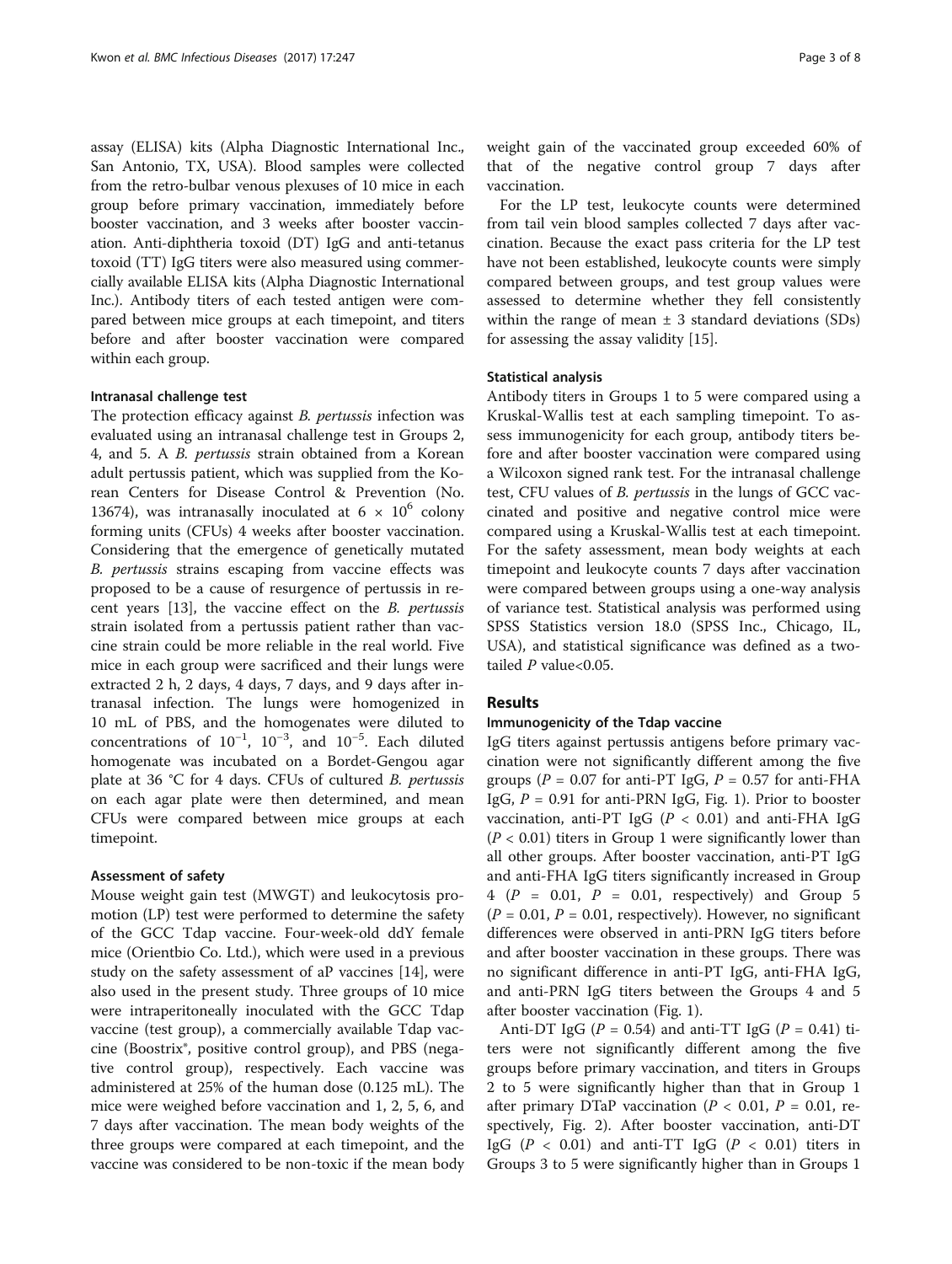assay (ELISA) kits (Alpha Diagnostic International Inc., San Antonio, TX, USA). Blood samples were collected from the retro-bulbar venous plexuses of 10 mice in each group before primary vaccination, immediately before booster vaccination, and 3 weeks after booster vaccination. Anti-diphtheria toxoid (DT) IgG and anti-tetanus toxoid (TT) IgG titers were also measured using commercially available ELISA kits (Alpha Diagnostic International Inc.). Antibody titers of each tested antigen were compared between mice groups at each timepoint, and titers before and after booster vaccination were compared within each group.

#### Intranasal challenge test

The protection efficacy against *B. pertussis* infection was evaluated using an intranasal challenge test in Groups 2, 4, and 5. A *B. pertussis* strain obtained from a Korean adult pertussis patient, which was supplied from the Korean Centers for Disease Control & Prevention (No. 13674), was intranasally inoculated at $6 \times 10^6$ colony forming units (CFUs) 4 weeks after booster vaccination. Considering that the emergence of genetically mutated *B. pertussis* strains escaping from vaccine effects was proposed to be a cause of resurgence of pertussis in recent years [13], the vaccine effect on the *B. pertussis* strain isolated from a pertussis patient rather than vaccine strain could be more reliable in the real world. Five mice in each group were sacrificed and their lungs were extracted 2 h, 2 days, 4 days, 7 days, and 9 days after intranasal infection. The lungs were homogenized in 10 mL of PBS, and the homogenates were diluted to concentrations of $10^{-1}$, $10^{-3}$, and $10^{-5}$. Each diluted homogenate was incubated on a Bordet-Gengou agar plate at 36 °C for 4 days. CFUs of cultured *B. pertussis* on each agar plate were then determined, and mean CFUs were compared between mice groups at each timepoint.

#### Assessment of safety

Mouse weight gain test (MWGT) and leukocytosis promotion (LP) test were performed to determine the safety of the GCC Tdap vaccine. Four-week-old ddY female mice (Orientbio Co. Ltd.), which were used in a previous study on the safety assessment of aP vaccines [14], were also used in the present study. Three groups of 10 mice were intraperitoneally inoculated with the GCC Tdap vaccine (test group), a commercially available Tdap vaccine (Boostrix®, positive control group), and PBS (negative control group), respectively. Each vaccine was administered at 25% of the human dose (0.125 mL). The mice were weighed before vaccination and 1, 2, 5, 6, and 7 days after vaccination. The mean body weights of the three groups were compared at each timepoint, and the vaccine was considered to be non-toxic if the mean body weight gain of the vaccinated group exceeded 60% of that of the negative control group 7 days after vaccination.

For the LP test, leukocyte counts were determined from tail vein blood samples collected 7 days after vaccination. Because the exact pass criteria for the LP test have not been established, leukocyte counts were simply compared between groups, and test group values were assessed to determine whether they fell consistently within the range of mean ± 3 standard deviations (SDs) for assessing the assay validity [15].

#### Statistical analysis

Antibody titers in Groups 1 to 5 were compared using a Kruskal-Wallis test at each sampling timepoint. To assess immunogenicity for each group, antibody titers before and after booster vaccination were compared using a Wilcoxon signed rank test. For the intranasal challenge test, CFU values of *B. pertussis* in the lungs of GCC vaccinated and positive and negative control mice were compared using a Kruskal-Wallis test at each timepoint. For the safety assessment, mean body weights at each timepoint and leukocyte counts 7 days after vaccination were compared between groups using a one-way analysis of variance test. Statistical analysis was performed using SPSS Statistics version 18.0 (SPSS Inc., Chicago, IL, USA), and statistical significance was defined as a two-tailed $P$ value<0.05.

## Results

#### Immunogenicity of the Tdap vaccine

IgG titers against pertussis antigens before primary vaccination were not significantly different among the five groups ($P = 0.07$ for anti-PT IgG, $P = 0.57$ for anti-FHA IgG, $P = 0.91$ for anti-PRN IgG, Fig. 1). Prior to booster vaccination, anti-PT IgG ($P < 0.01$) and anti-FHA IgG ($P < 0.01$) titers in Group 1 were significantly lower than all other groups. After booster vaccination, anti-PT IgG and anti-FHA IgG titers significantly increased in Group 4 ($P = 0.01$, $P = 0.01$, respectively) and Group 5 ($P = 0.01$, $P = 0.01$, respectively). However, no significant differences were observed in anti-PRN IgG titers before and after booster vaccination in these groups. There was no significant difference in anti-PT IgG, anti-FHA IgG, and anti-PRN IgG titers between the Groups 4 and 5 after booster vaccination (Fig. 1).

Anti-DT IgG ($P = 0.54$) and anti-TT IgG ($P = 0.41$) titers were not significantly different among the five groups before primary vaccination, and titers in Groups 2 to 5 were significantly higher than that in Group 1 after primary DTaP vaccination ($P < 0.01$, $P = 0.01$, respectively, Fig. 2). After booster vaccination, anti-DT IgG ($P < 0.01$) and anti-TT IgG ($P < 0.01$) titers in Groups 3 to 5 were significantly higher than in Groups 1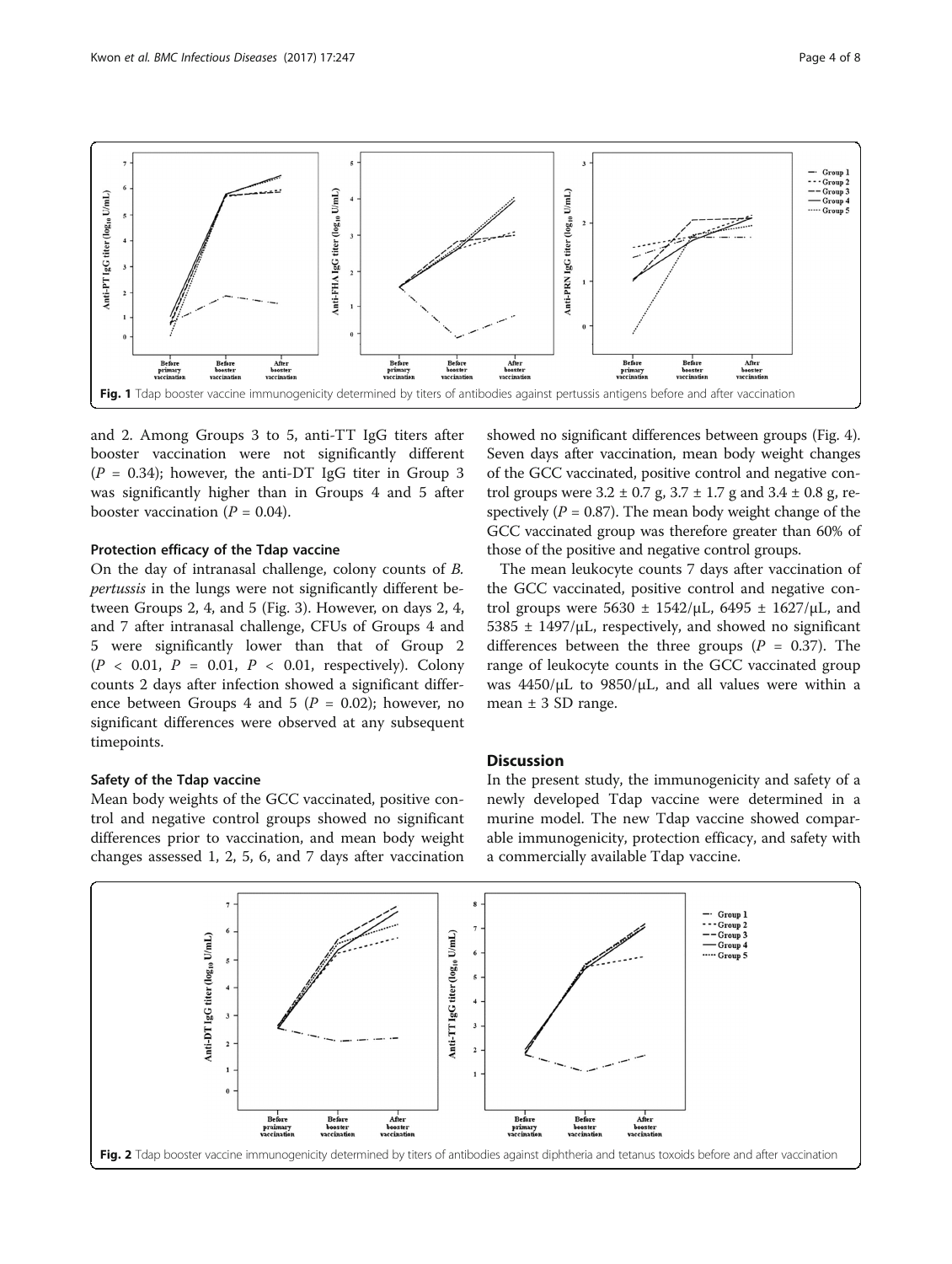Anti-PT IgG titer ($\log_{10}$ U/mL)

Before primary vaccination

Before booster vaccination

After booster vaccination

Anti-FHA IgG titer ($\log_{10}$ U/mL)

Anti-PRN IgG titer ($\log_{10}$ U/mL)

Group 1
Group 2
Group 3
Group 4
Group 5

Fig. 1 Tdap booster vaccine immunogenicity determined by titers of antibodies against pertussis antigens before and after vaccination

and 2. Among Groups 3 to 5, anti-TT IgG titers after booster vaccination were not significantly different ($P = 0.34$); however, the anti-DT IgG titer in Group 3 was significantly higher than in Groups 4 and 5 after booster vaccination ($P = 0.04$).

### Protection efficacy of the Tdap vaccine

On the day of intranasal challenge, colony counts of *B. pertussis* in the lungs were not significantly different between Groups 2, 4, and 5 (Fig. 3). However, on days 2, 4, and 7 after intranasal challenge, CFUs of Groups 4 and 5 were significantly lower than that of Group 2 ($P < 0.01$, $P = 0.01$, $P < 0.01$, respectively). Colony counts 2 days after infection showed a significant difference between Groups 4 and 5 ($P = 0.02$); however, no significant differences were observed at any subsequent timepoints.

### Safety of the Tdap vaccine

Mean body weights of the GCC vaccinated, positive control and negative control groups showed no significant differences prior to vaccination, and mean body weight changes assessed 1, 2, 5, 6, and 7 days after vaccination showed no significant differences between groups (Fig. 4). Seven days after vaccination, mean body weight changes of the GCC vaccinated, positive control and negative control groups were 3.2 ± 0.7 g, 3.7 ± 1.7 g and 3.4 ± 0.8 g, respectively ($P = 0.87$). The mean body weight change of the GCC vaccinated group was therefore greater than 60% of those of the positive and negative control groups.

The mean leukocyte counts 7 days after vaccination of the GCC vaccinated, positive control and negative control groups were 5630 ± 1542/μL, 6495 ± 1627/μL, and 5385 ± 1497/μL, respectively, and showed no significant differences between the three groups ($P = 0.37$). The range of leukocyte counts in the GCC vaccinated group was 4450/μL to 9850/μL, and all values were within a mean ± 3 SD range.

## Discussion

In the present study, the immunogenicity and safety of a newly developed Tdap vaccine were determined in a murine model. The new Tdap vaccine showed comparable immunogenicity, protection efficacy, and safety with a commercially available Tdap vaccine.

Anti-DT IgG titer ($\log_{10}$ U/mL)

Before praimary vaccination

Before booster vaccination

After booster vaccination

Anti-TT IgG titer ($\log_{10}$ U/mL)

Before primary vaccination

Before booster vaccination

After booster vaccination

Group 1
Group 2
Group 3
Group 4
Group 5

Fig. 2 Tdap booster vaccine immunogenicity determined by titers of antibodies against diphtheria and tetanus toxoids before and after vaccination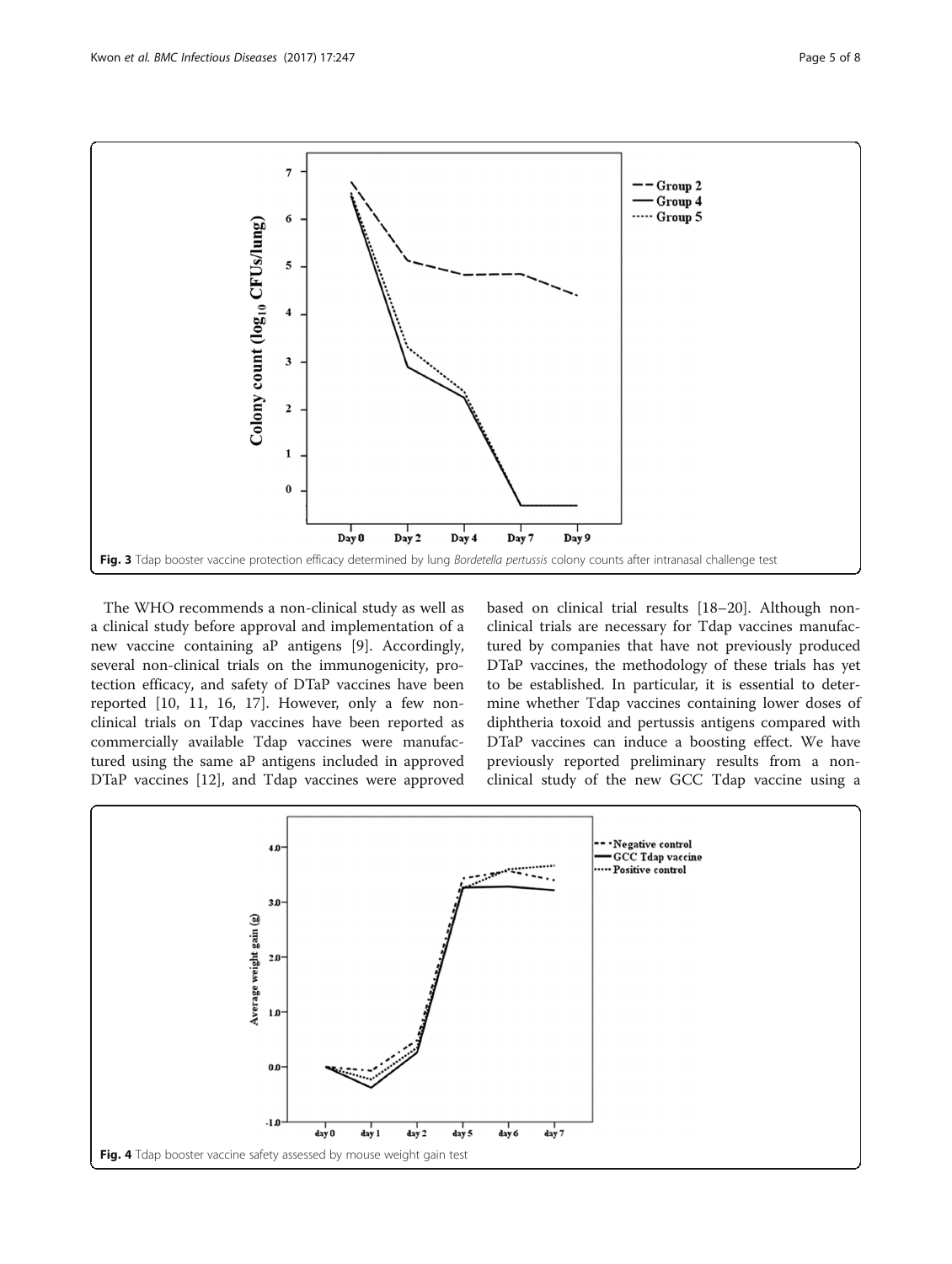7

6

5

4

3

2

1

0

Colony count ($log_{10}$ CFUs/lung)

Day 0 Day 2 Day 4 Day 7 Day 9

Group 2
Group 4
Group 5

**Fig. 3** Tdap booster vaccine protection efficacy determined by lung *Bordetella pertussis* colony counts after intranasal challenge test

The WHO recommends a non-clinical study as well as a clinical study before approval and implementation of a new vaccine containing aP antigens [9]. Accordingly, several non-clinical trials on the immunogenicity, protection efficacy, and safety of DTaP vaccines have been reported [10, 11, 16, 17]. However, only a few non-clinical trials on Tdap vaccines have been reported as commercially available Tdap vaccines were manufactured using the same aP antigens included in approved DTaP vaccines [12], and Tdap vaccines were approved based on clinical trial results [18–20]. Although non-clinical trials are necessary for Tdap vaccines manufactured by companies that have not previously produced DTaP vaccines, the methodology of these trials has yet to be established. In particular, it is essential to determine whether Tdap vaccines containing lower doses of diphtheria toxoid and pertussis antigens compared with DTaP vaccines can induce a boosting effect. We have previously reported preliminary results from a non-clinical study of the new GCC Tdap vaccine using a

4.0

3.0

2.0

1.0

0.0

-1.0

Average weight gain (g)

day 0 day 1 day 2 day 5 day 6 day 7

Negative control
GCC Tdap vaccine
Positive control

**Fig. 4** Tdap booster vaccine safety assessed by mouse weight gain test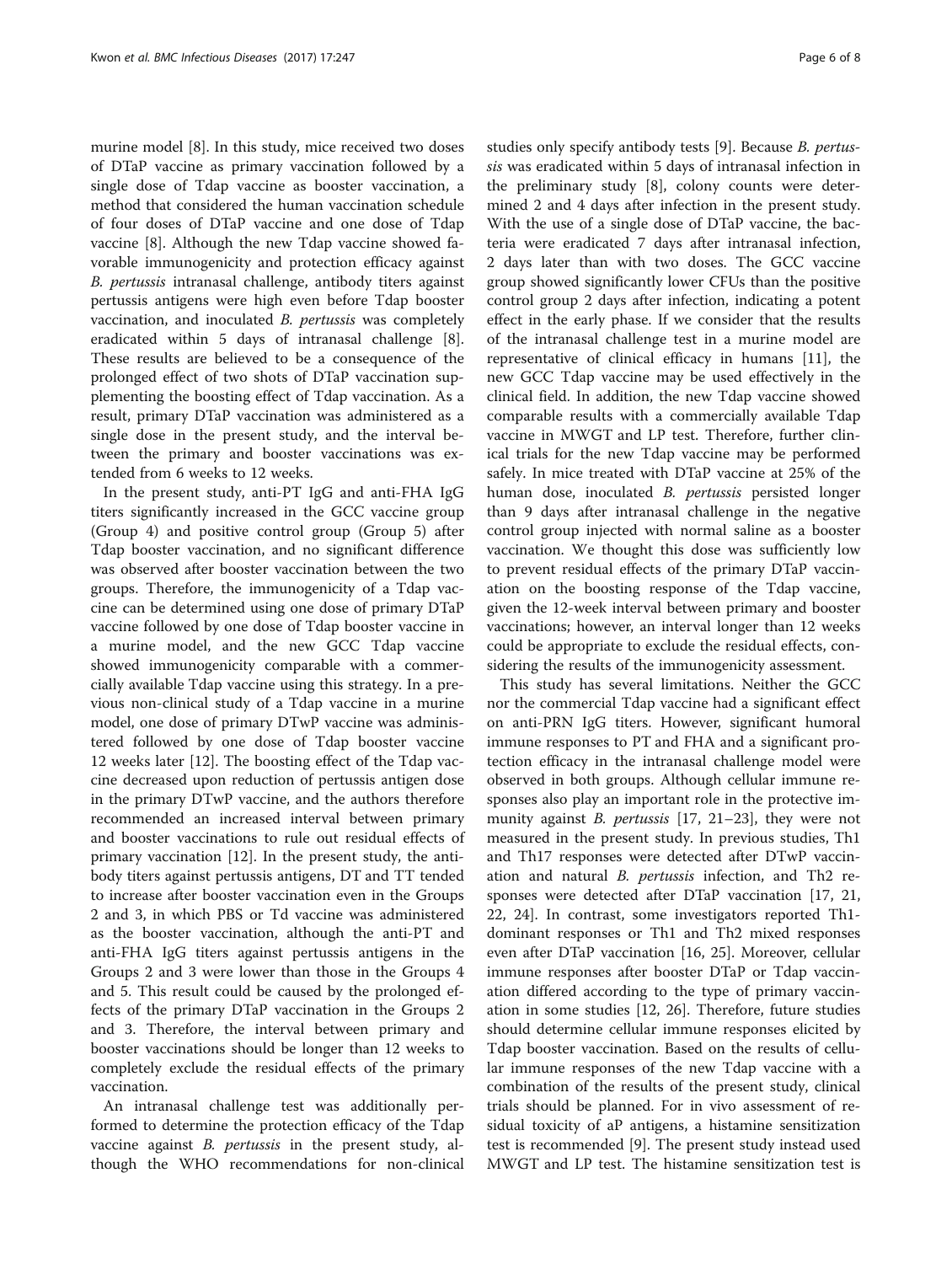murine model [8]. In this study, mice received two doses of DTaP vaccine as primary vaccination followed by a single dose of Tdap vaccine as booster vaccination, a method that considered the human vaccination schedule of four doses of DTaP vaccine and one dose of Tdap vaccine [8]. Although the new Tdap vaccine showed favorable immunogenicity and protection efficacy against *B. pertussis* intranasal challenge, antibody titers against pertussis antigens were high even before Tdap booster vaccination, and inoculated *B. pertussis* was completely eradicated within 5 days of intranasal challenge [8]. These results are believed to be a consequence of the prolonged effect of two shots of DTaP vaccination supplementing the boosting effect of Tdap vaccination. As a result, primary DTaP vaccination was administered as a single dose in the present study, and the interval between the primary and booster vaccinations was extended from 6 weeks to 12 weeks.

In the present study, anti-PT IgG and anti-FHA IgG titers significantly increased in the GCC vaccine group (Group 4) and positive control group (Group 5) after Tdap booster vaccination, and no significant difference was observed after booster vaccination between the two groups. Therefore, the immunogenicity of a Tdap vaccine can be determined using one dose of primary DTaP vaccine followed by one dose of Tdap booster vaccine in a murine model, and the new GCC Tdap vaccine showed immunogenicity comparable with a commercially available Tdap vaccine using this strategy. In a previous non-clinical study of a Tdap vaccine in a murine model, one dose of primary DTwP vaccine was administered followed by one dose of Tdap booster vaccine 12 weeks later [12]. The boosting effect of the Tdap vaccine decreased upon reduction of pertussis antigen dose in the primary DTwP vaccine, and the authors therefore recommended an increased interval between primary and booster vaccinations to rule out residual effects of primary vaccination [12]. In the present study, the antibody titers against pertussis antigens, DT and TT tended to increase after booster vaccination even in the Groups 2 and 3, in which PBS or Td vaccine was administered as the booster vaccination, although the anti-PT and anti-FHA IgG titers against pertussis antigens in the Groups 2 and 3 were lower than those in the Groups 4 and 5. This result could be caused by the prolonged effects of the primary DTaP vaccination in the Groups 2 and 3. Therefore, the interval between primary and booster vaccinations should be longer than 12 weeks to completely exclude the residual effects of the primary vaccination.

An intranasal challenge test was additionally performed to determine the protection efficacy of the Tdap vaccine against *B. pertussis* in the present study, although the WHO recommendations for non-clinical studies only specify antibody tests [9]. Because *B. pertussis* was eradicated within 5 days of intranasal infection in the preliminary study [8], colony counts were determined 2 and 4 days after infection in the present study. With the use of a single dose of DTaP vaccine, the bacteria were eradicated 7 days after intranasal infection, 2 days later than with two doses. The GCC vaccine group showed significantly lower CFUs than the positive control group 2 days after infection, indicating a potent effect in the early phase. If we consider that the results of the intranasal challenge test in a murine model are representative of clinical efficacy in humans [11], the new GCC Tdap vaccine may be used effectively in the clinical field. In addition, the new Tdap vaccine showed comparable results with a commercially available Tdap vaccine in MWGT and LP test. Therefore, further clinical trials for the new Tdap vaccine may be performed safely. In mice treated with DTaP vaccine at 25% of the human dose, inoculated *B. pertussis* persisted longer than 9 days after intranasal challenge in the negative control group injected with normal saline as a booster vaccination. We thought this dose was sufficiently low to prevent residual effects of the primary DTaP vaccination on the boosting response of the Tdap vaccine, given the 12-week interval between primary and booster vaccinations; however, an interval longer than 12 weeks could be appropriate to exclude the residual effects, considering the results of the immunogenicity assessment.

This study has several limitations. Neither the GCC nor the commercial Tdap vaccine had a significant effect on anti-PRN IgG titers. However, significant humoral immune responses to PT and FHA and a significant protection efficacy in the intranasal challenge model were observed in both groups. Although cellular immune responses also play an important role in the protective immunity against *B. pertussis* [17, 21–23], they were not measured in the present study. In previous studies, Th1 and Th17 responses were detected after DTwP vaccination and natural *B. pertussis* infection, and Th2 responses were detected after DTaP vaccination [17, 21, 22, 24]. In contrast, some investigators reported Th1-dominant responses or Th1 and Th2 mixed responses even after DTaP vaccination [16, 25]. Moreover, cellular immune responses after booster DTaP or Tdap vaccination differed according to the type of primary vaccination in some studies [12, 26]. Therefore, future studies should determine cellular immune responses elicited by Tdap booster vaccination. Based on the results of cellular immune responses of the new Tdap vaccine with a combination of the results of the present study, clinical trials should be planned. For in vivo assessment of residual toxicity of aP antigens, a histamine sensitization test is recommended [9]. The present study instead used MWGT and LP test. The histamine sensitization test is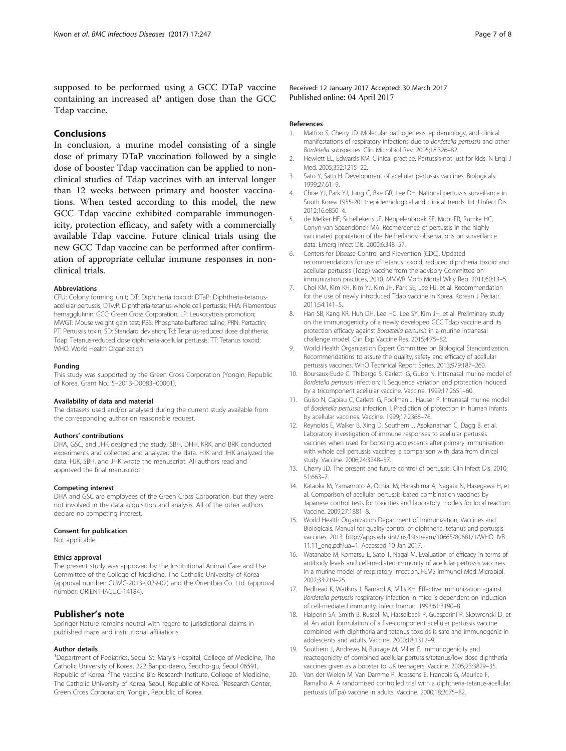supposed to be performed using a GCC DTaP vaccine containing an increased aP antigen dose than the GCC Tdap vaccine.

## Conclusions

In conclusion, a murine model consisting of a single dose of primary DTaP vaccination followed by a single dose of booster Tdap vaccination can be applied to non-clinical studies of Tdap vaccines with an interval longer than 12 weeks between primary and booster vaccinations. When tested according to this model, the new GCC Tdap vaccine exhibited comparable immunogenicity, protection efficacy, and safety with a commercially available Tdap vaccine. Future clinical trials using the new GCC Tdap vaccine can be performed after confirmation of appropriate cellular immune responses in non-clinical trials.

#### Abbreviations

CFU: Colony forming unit; DT: Diphtheria toxoid; DTaP: Diphtheria-tetanus-acellular pertussis; DTwP: Diphtheria-tetanus-whole cell pertussis; FHA: Filamentous hemagglutinin; GCC: Green Cross Corporation; LP: Leukocytosis promotion; MWGT: Mouse weight gain test; PBS: Phosphate-buffered saline; PRN: Pertactin; PT: Pertussis toxin; SD: Standard deviation; Td: Tetanus-reduced dose diphtheria; Tdap: Tetanus-reduced dose diphtheria-acellular pertussis; TT: Tetanus toxoid; WHO: World Health Organization

#### Funding

This study was supported by the Green Cross Corporation (Yongin, Republic of Korea, Grant No.: 5–2013-D0083–00001).

#### Availability of data and material

The datasets used and/or analysed during the current study available from the corresponding author on reasonable request.

#### Authors' contributions

DHA, GSC, and JHK designed the study. SBH, DHH, KRK, and BRK conducted experiments and collected and analyzed the data. HJK and JHK analyzed the data. HJK, SBH, and JHK wrote the manuscript. All authors read and approved the final manuscript.

#### Competing interest

DHA and GSC are employees of the Green Cross Corporation, but they were not involved in the data acquisition and analysis. All of the other authors declare no competing interest.

#### Consent for publication

Not applicable.

#### Ethics approval

The present study was approved by the Institutional Animal Care and Use Committee of the College of Medicine, The Catholic University of Korea (approval number: CUMC-2013-0029-02) and the Orientbio Co. Ltd. (approval number: ORIENT-IACUC-14184).

## Publisher's note

Springer Nature remains neutral with regard to jurisdictional claims in published maps and institutional affiliations.

#### Author details

[1]Department of Pediatrics, Seoul St. Mary's Hospital, College of Medicine, The Catholic University of Korea, 222 Banpo-daero, Seocho-gu, Seoul 06591, Republic of Korea. [2]The Vaccine Bio Research Institute, College of Medicine, The Catholic University of Korea, Seoul, Republic of Korea. [3]Research Center, Green Cross Corporation, Yongin, Republic of Korea.

Received: 12 January 2017 Accepted: 30 March 2017
Published online: 04 April 2017

#### References

1. Mattoo S, Cherry JD. Molecular pathogenesis, epidemiology, and clinical manifestations of respiratory infections due to *Bordetella pertussis* and other *Bordetella* subspecies. Clin Microbiol Rev. 2005;18:326–82.
2. Hewlett EL, Edwards KM. Clinical practice. Pertussis-not just for kids. N Engl J Med. 2005;352:1215–22.
3. Sato Y, Sato H. Development of acellular pertussis vaccines. Biologicals. 1999;27:61–9.
4. Choe YJ, Park YJ, Jung C, Bae GR, Lee DH. National pertussis surveillance in South Korea 1955-2011: epidemiological and clinical trends. Int J Infect Dis. 2012;16:e850–4.
5. de Melker HE, Schellekens JF, Neppelenbroek SE, Mooi FR, Rumke HC, Conyn-van Spaendonck MA. Reemergence of pertussis in the highly vaccinated population of the Netherlands: observations on surveillance data. Emerg Infect Dis. 2000;6:348–57.
6. Centers for Disease Control and Prevention (CDC). Updated recommendations for use of tetanus toxoid, reduced diphtheria toxoid and acellular pertussis (Tdap) vaccine from the advisory Committee on immunization practices, 2010. MMWR Morb Mortal Wkly Rep. 2011;60:13–5.
7. Choi KM, Kim KH, Kim YJ, Kim JH, Park SE, Lee HJ, et al. Recommendation for the use of newly introduced Tdap vaccine in Korea. Korean J Pediatr. 2011;54:141–5.
8. Han SB, Kang KR, Huh DH, Lee HC, Lee SY, Kim JH, et al. Preliminary study on the immunogenicity of a newly developed GCC Tdap vaccine and its protection efficacy against *Bordetella pertussis* in a murine intranasal challenge model. Clin Exp Vaccine Res. 2015;4:75–82.
9. World Health Organization Expert Committee on Biological Standardization. Recommendations to assure the quality, safety and efficacy of acellular pertussis vaccines. WHO Technical Report Series. 2013;979:187–260.
10. Boursaux-Eude C, Thiberge S, Carletti G, Guiso N. Intranasal murine model of *Bordetella pertussis* infection: II. Sequence variation and protection induced by a tricomponent acellular vaccine. Vaccine. 1999;17:2651–60.
11. Guiso N, Capiau C, Carletti G, Poolman J, Hauser P. Intranasal murine model of *Bordetella pertussis* infection. I. Prediction of protection in human infants by acellular vaccines. Vaccine. 1999;17:2366–76.
12. Reynolds E, Walker B, Xing D, Southern J, Asokanathan C, Dagg B, et al. Laboratory investigation of immune responses to acellular pertussis vaccines when used for boosting adolescents after primary immunisation with whole cell pertussis vaccines: a comparison with data from clinical study. Vaccine. 2006;24:3248–57.
13. Cherry JD. The present and future control of pertussis. Clin Infect Dis. 2010; 51:663–7.
14. Kataoka M, Yamamoto A, Ochiai M, Harashima A, Nagata N, Hasegawa H, et al. Comparison of acellular pertussis-based combination vaccines by Japanese control tests for toxicities and laboratory models for local reaction. Vaccine. 2009;27:1881–8.
15. World Health Organization Department of Immunization, Vaccines and Biologicals. Manual for quality control of diphtheria, tetanus and pertussis vaccines. 2013. http://apps.who.int/iris/bitstream/10665/80681/1/WHO_IVB_11.11_eng.pdf?ua=1. Accessed 10 Jan 2017.
16. Watanabe M, Komatsu E, Sato T, Nagai M. Evaluation of efficacy in terms of antibody levels and cell-mediated immunity of acellular pertussis vaccines in a murine model of respiratory infection. FEMS Immunol Med Microbiol. 2002;33:219–25.
17. Redhead K, Watkins J, Barnard A, Mills KH. Effective immunization against *Bordetella pertussis* respiratory infection in mice is dependent on induction of cell-mediated immunity. Infect Immun. 1993;61:3190–8.
18. Halperin SA, Smith B, Russell M, Hasselback P, Guasparini R, Skowronski D, et al. An adult formulation of a five-component acellular pertussis vaccine combined with diphtheria and tetanus toxoids is safe and immunogenic in adolescents and adults. Vaccine. 2000;18:1312–9.
19. Southern J, Andrews N, Burrage M, Miller E. Immunogenicity and reactogenicity of combined acellular pertussis/tetanus/low dose diphtheria vaccines given as a booster to UK teenagers. Vaccine. 2005;23:3829–35.
20. Van der Wielen M, Van Damme P, Joossens E, Francois G, Meurice F, Ramalho A. A randomised controlled trial with a diphtheria-tetanus-acellular pertussis (dTpa) vaccine in adults. Vaccine. 2000;18:2075–82.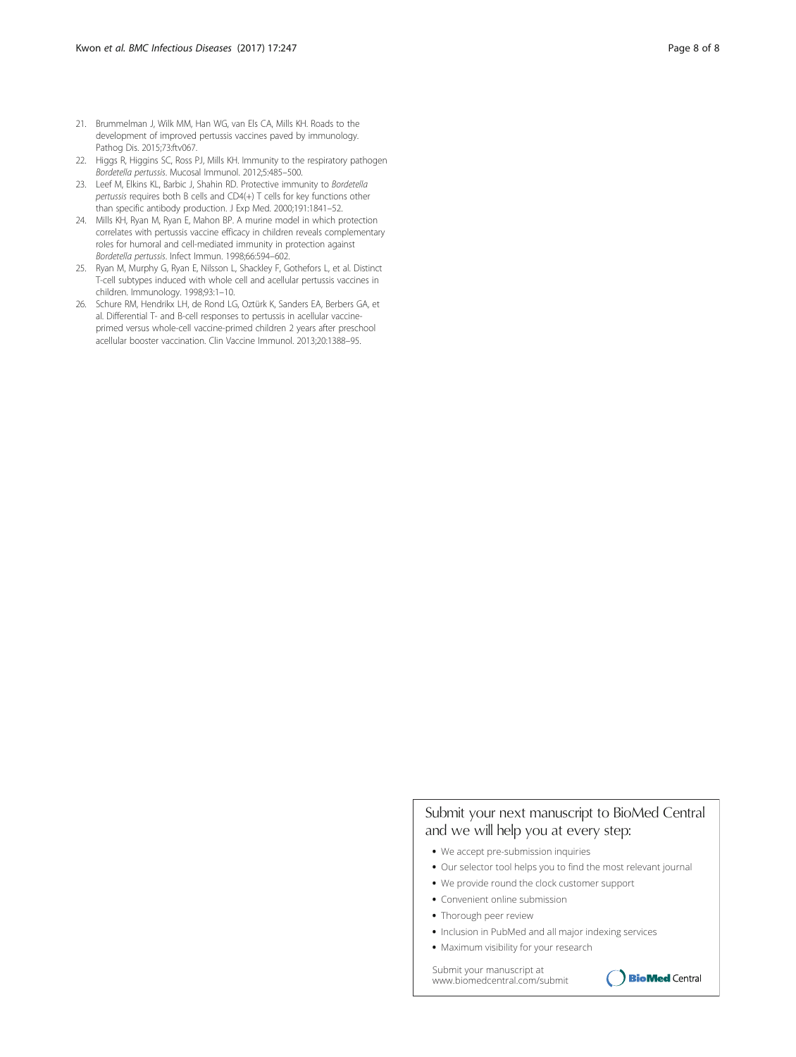21. Brummelman J, Wilk MM, Han WG, van Els CA, Mills KH. Roads to the development of improved pertussis vaccines paved by immunology. Pathog Dis. 2015;73:ftv067.
22. Higgs R, Higgins SC, Ross PJ, Mills KH. Immunity to the respiratory pathogen *Bordetella pertussis*. Mucosal Immunol. 2012;5:485–500.
23. Leef M, Elkins KL, Barbic J, Shahin RD. Protective immunity to *Bordetella pertussis* requires both B cells and CD4(+) T cells for key functions other than specific antibody production. J Exp Med. 2000;191:1841–52.
24. Mills KH, Ryan M, Ryan E, Mahon BP. A murine model in which protection correlates with pertussis vaccine efficacy in children reveals complementary roles for humoral and cell-mediated immunity in protection against *Bordetella pertussis*. Infect Immun. 1998;66:594–602.
25. Ryan M, Murphy G, Ryan E, Nilsson L, Shackley F, Gothefors L, et al. Distinct T-cell subtypes induced with whole cell and acellular pertussis vaccines in children. Immunology. 1998;93:1–10.
26. Schure RM, Hendrikx LH, de Rond LG, Oztürk K, Sanders EA, Berbers GA, et al. Differential T- and B-cell responses to pertussis in acellular vaccine-primed versus whole-cell vaccine-primed children 2 years after preschool acellular booster vaccination. Clin Vaccine Immunol. 2013;20:1388–95.

Submit your next manuscript to BioMed Central and we will help you at every step:

- We accept pre-submission inquiries
- Our selector tool helps you to find the most relevant journal
- We provide round the clock customer support
- Convenient online submission
- Thorough peer review
- Inclusion in PubMed and all major indexing services
- Maximum visibility for your research

Submit your manuscript at
www.biomedcentral.com/submit

BioMed Central